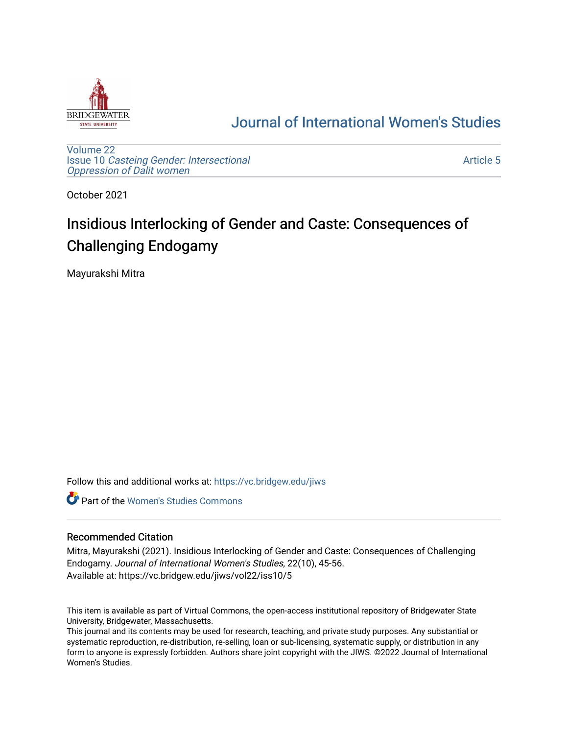# Journal of International Women's Studies

Volume 22
Issue 10 *Casteing Gender: Intersectional Oppression of Dalit women*

Article 5

October 2021

## Insidious Interlocking of Gender and Caste: Consequences of Challenging Endogamy

Mayurakshi Mitra

Follow this and additional works at: https://vc.bridgew.edu/jiws

Part of the Women's Studies Commons

### Recommended Citation

Mitra, Mayurakshi (2021). Insidious Interlocking of Gender and Caste: Consequences of Challenging Endogamy. *Journal of International Women's Studies*, 22(10), 45-56.
Available at: https://vc.bridgew.edu/jiws/vol22/iss10/5

This item is available as part of Virtual Commons, the open-access institutional repository of Bridgewater State University, Bridgewater, Massachusetts.
This journal and its contents may be used for research, teaching, and private study purposes. Any substantial or systematic reproduction, re-distribution, re-selling, loan or sub-licensing, systematic supply, or distribution in any form to anyone is expressly forbidden. Authors share joint copyright with the JIWS. ©2022 Journal of International Women's Studies.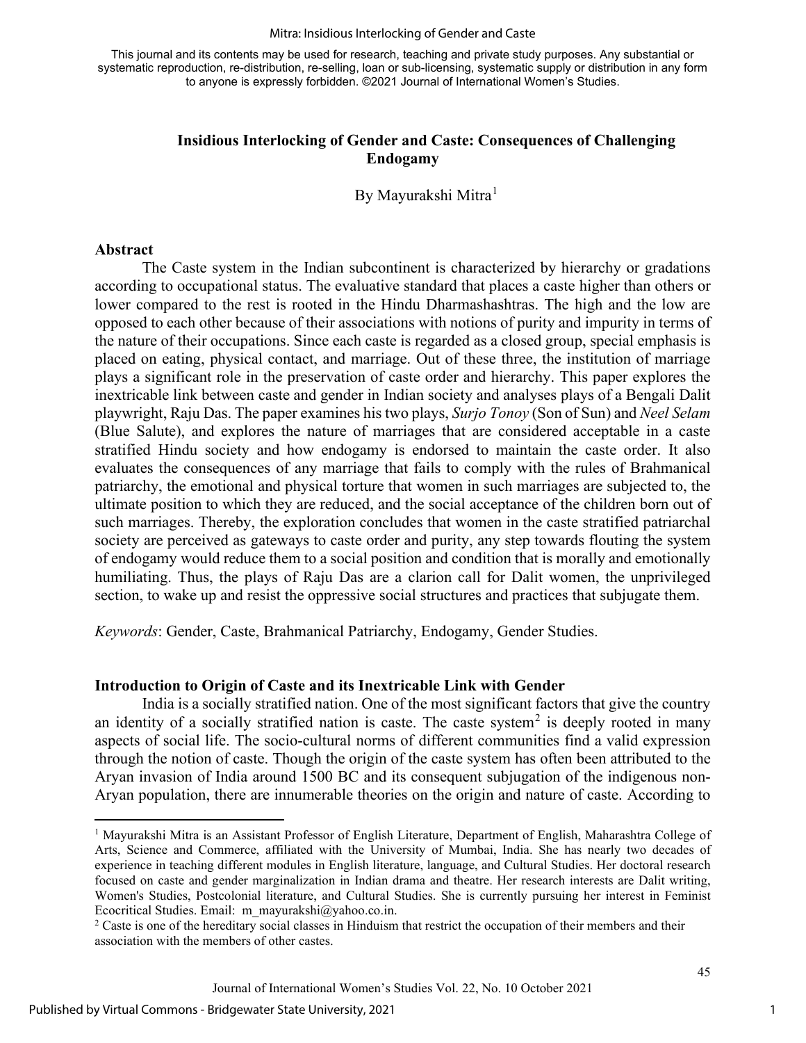This journal and its contents may be used for research, teaching and private study purposes. Any substantial or systematic reproduction, re-distribution, re-selling, loan or sub-licensing, systematic supply or distribution in any form to anyone is expressly forbidden. ©2021 Journal of International Women's Studies.

# Insidious Interlocking of Gender and Caste: Consequences of Challenging Endogamy

By Mayurakshi Mitra[1]

## Abstract

The Caste system in the Indian subcontinent is characterized by hierarchy or gradations according to occupational status. The evaluative standard that places a caste higher than others or lower compared to the rest is rooted in the Hindu Dharmashashtras. The high and the low are opposed to each other because of their associations with notions of purity and impurity in terms of the nature of their occupations. Since each caste is regarded as a closed group, special emphasis is placed on eating, physical contact, and marriage. Out of these three, the institution of marriage plays a significant role in the preservation of caste order and hierarchy. This paper explores the inextricable link between caste and gender in Indian society and analyses plays of a Bengali Dalit playwright, Raju Das. The paper examines his two plays, *Surjo Tonoy* (Son of Sun) and *Neel Selam* (Blue Salute), and explores the nature of marriages that are considered acceptable in a caste stratified Hindu society and how endogamy is endorsed to maintain the caste order. It also evaluates the consequences of any marriage that fails to comply with the rules of Brahmanical patriarchy, the emotional and physical torture that women in such marriages are subjected to, the ultimate position to which they are reduced, and the social acceptance of the children born out of such marriages. Thereby, the exploration concludes that women in the caste stratified patriarchal society are perceived as gateways to caste order and purity, any step towards flouting the system of endogamy would reduce them to a social position and condition that is morally and emotionally humiliating. Thus, the plays of Raju Das are a clarion call for Dalit women, the unprivileged section, to wake up and resist the oppressive social structures and practices that subjugate them.

*Keywords*: Gender, Caste, Brahmanical Patriarchy, Endogamy, Gender Studies.

## Introduction to Origin of Caste and its Inextricable Link with Gender

India is a socially stratified nation. One of the most significant factors that give the country an identity of a socially stratified nation is caste. The caste system[2] is deeply rooted in many aspects of social life. The socio-cultural norms of different communities find a valid expression through the notion of caste. Though the origin of the caste system has often been attributed to the Aryan invasion of India around 1500 BC and its consequent subjugation of the indigenous non-Aryan population, there are innumerable theories on the origin and nature of caste. According to

---

[1] Mayurakshi Mitra is an Assistant Professor of English Literature, Department of English, Maharashtra College of Arts, Science and Commerce, affiliated with the University of Mumbai, India. She has nearly two decades of experience in teaching different modules in English literature, language, and Cultural Studies. Her doctoral research focused on caste and gender marginalization in Indian drama and theatre. Her research interests are Dalit writing, Women's Studies, Postcolonial literature, and Cultural Studies. She is currently pursuing her interest in Feminist Ecocritical Studies. Email: m_mayurakshi@yahoo.co.in.

[2] Caste is one of the hereditary social classes in Hinduism that restrict the occupation of their members and their association with the members of other castes.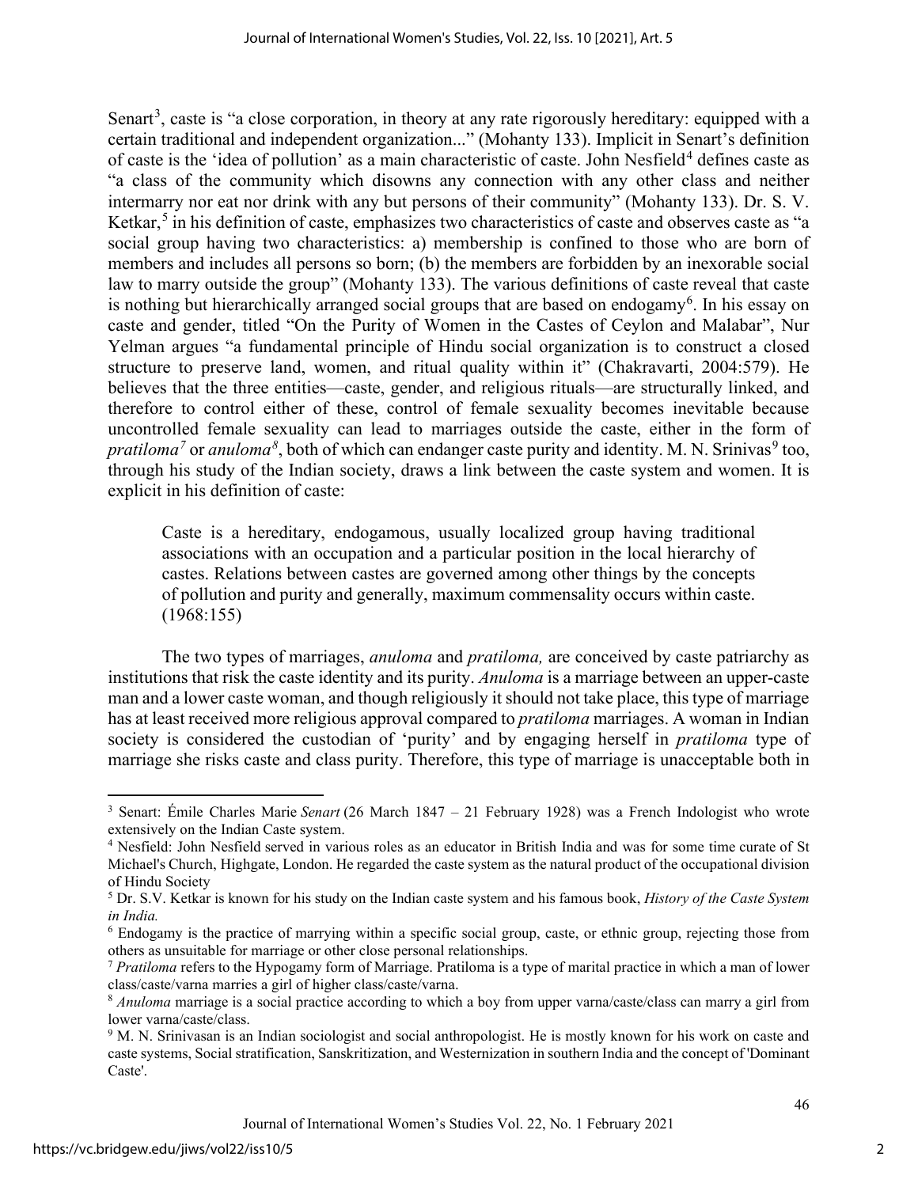Senart[3], caste is "a close corporation, in theory at any rate rigorously hereditary: equipped with a certain traditional and independent organization..." (Mohanty 133). Implicit in Senart's definition of caste is the 'idea of pollution' as a main characteristic of caste. John Nesfield[4] defines caste as "a class of the community which disowns any connection with any other class and neither intermarry nor eat nor drink with any but persons of their community" (Mohanty 133). Dr. S. V. Ketkar,[5] in his definition of caste, emphasizes two characteristics of caste and observes caste as "a social group having two characteristics: a) membership is confined to those who are born of members and includes all persons so born; (b) the members are forbidden by an inexorable social law to marry outside the group" (Mohanty 133). The various definitions of caste reveal that caste is nothing but hierarchically arranged social groups that are based on endogamy[6]. In his essay on caste and gender, titled "On the Purity of Women in the Castes of Ceylon and Malabar", Nur Yelman argues "a fundamental principle of Hindu social organization is to construct a closed structure to preserve land, women, and ritual quality within it" (Chakravarti, 2004:579). He believes that the three entities—caste, gender, and religious rituals—are structurally linked, and therefore to control either of these, control of female sexuality becomes inevitable because uncontrolled female sexuality can lead to marriages outside the caste, either in the form of *pratiloma*[7] or *anuloma*[8], both of which can endanger caste purity and identity. M. N. Srinivas[9] too, through his study of the Indian society, draws a link between the caste system and women. It is explicit in his definition of caste:

> Caste is a hereditary, endogamous, usually localized group having traditional associations with an occupation and a particular position in the local hierarchy of castes. Relations between castes are governed among other things by the concepts of pollution and purity and generally, maximum commensality occurs within caste. (1968:155)

The two types of marriages, *anuloma* and *pratiloma,* are conceived by caste patriarchy as institutions that risk the caste identity and its purity. *Anuloma* is a marriage between an upper-caste man and a lower caste woman, and though religiously it should not take place, this type of marriage has at least received more religious approval compared to *pratiloma* marriages. A woman in Indian society is considered the custodian of 'purity' and by engaging herself in *pratiloma* type of marriage she risks caste and class purity. Therefore, this type of marriage is unacceptable both in

---

[3] Senart: Émile Charles Marie *Senart* (26 March 1847 – 21 February 1928) was a French Indologist who wrote extensively on the Indian Caste system.

[4] Nesfield: John Nesfield served in various roles as an educator in British India and was for some time curate of St Michael's Church, Highgate, London. He regarded the caste system as the natural product of the occupational division of Hindu Society

[5] Dr. S.V. Ketkar is known for his study on the Indian caste system and his famous book, *History of the Caste System in India.*

[6] Endogamy is the practice of marrying within a specific social group, caste, or ethnic group, rejecting those from others as unsuitable for marriage or other close personal relationships.

[7] *Pratiloma* refers to the Hypogamy form of Marriage. Pratiloma is a type of marital practice in which a man of lower class/caste/varna marries a girl of higher class/caste/varna.

[8] *Anuloma* marriage is a social practice according to which a boy from upper varna/caste/class can marry a girl from lower varna/caste/class.

[9] M. N. Srinivasan is an Indian sociologist and social anthropologist. He is mostly known for his work on caste and caste systems, Social stratification, Sanskritization, and Westernization in southern India and the concept of 'Dominant Caste'.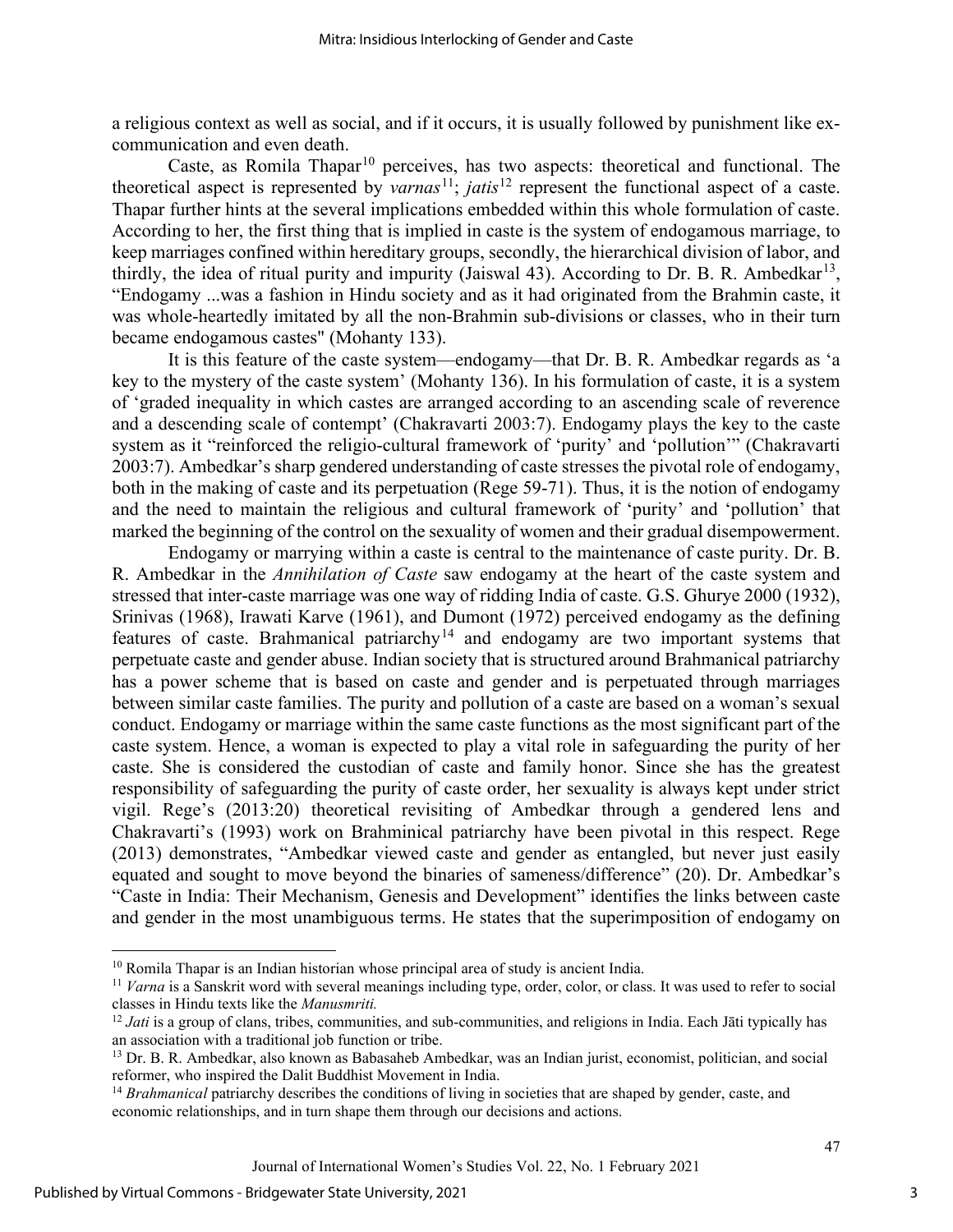a religious context as well as social, and if it occurs, it is usually followed by punishment like ex-communication and even death.

Caste, as Romila Thapar[10] perceives, has two aspects: theoretical and functional. The theoretical aspect is represented by *varnas*[11]; *jatis*[12] represent the functional aspect of a caste. Thapar further hints at the several implications embedded within this whole formulation of caste. According to her, the first thing that is implied in caste is the system of endogamous marriage, to keep marriages confined within hereditary groups, secondly, the hierarchical division of labor, and thirdly, the idea of ritual purity and impurity (Jaiswal 43). According to Dr. B. R. Ambedkar[13], "Endogamy ...was a fashion in Hindu society and as it had originated from the Brahmin caste, it was whole-heartedly imitated by all the non-Brahmin sub-divisions or classes, who in their turn became endogamous castes" (Mohanty 133).

It is this feature of the caste system—endogamy—that Dr. B. R. Ambedkar regards as 'a key to the mystery of the caste system' (Mohanty 136). In his formulation of caste, it is a system of 'graded inequality in which castes are arranged according to an ascending scale of reverence and a descending scale of contempt' (Chakravarti 2003:7). Endogamy plays the key to the caste system as it "reinforced the religio-cultural framework of 'purity' and 'pollution'" (Chakravarti 2003:7). Ambedkar's sharp gendered understanding of caste stresses the pivotal role of endogamy, both in the making of caste and its perpetuation (Rege 59-71). Thus, it is the notion of endogamy and the need to maintain the religious and cultural framework of 'purity' and 'pollution' that marked the beginning of the control on the sexuality of women and their gradual disempowerment.

Endogamy or marrying within a caste is central to the maintenance of caste purity. Dr. B. R. Ambedkar in the *Annihilation of Caste* saw endogamy at the heart of the caste system and stressed that inter-caste marriage was one way of ridding India of caste. G.S. Ghurye 2000 (1932), Srinivas (1968), Irawati Karve (1961), and Dumont (1972) perceived endogamy as the defining features of caste. Brahmanical patriarchy[14] and endogamy are two important systems that perpetuate caste and gender abuse. Indian society that is structured around Brahmanical patriarchy has a power scheme that is based on caste and gender and is perpetuated through marriages between similar caste families. The purity and pollution of a caste are based on a woman's sexual conduct. Endogamy or marriage within the same caste functions as the most significant part of the caste system. Hence, a woman is expected to play a vital role in safeguarding the purity of her caste. She is considered the custodian of caste and family honor. Since she has the greatest responsibility of safeguarding the purity of caste order, her sexuality is always kept under strict vigil. Rege's (2013:20) theoretical revisiting of Ambedkar through a gendered lens and Chakravarti's (1993) work on Brahminical patriarchy have been pivotal in this respect. Rege (2013) demonstrates, "Ambedkar viewed caste and gender as entangled, but never just easily equated and sought to move beyond the binaries of sameness/difference" (20). Dr. Ambedkar's "Caste in India: Their Mechanism, Genesis and Development" identifies the links between caste and gender in the most unambiguous terms. He states that the superimposition of endogamy on

---

[10] Romila Thapar is an Indian historian whose principal area of study is ancient India.

[11] *Varna* is a Sanskrit word with several meanings including type, order, color, or class. It was used to refer to social classes in Hindu texts like the *Manusmriti.*

[12] *Jati* is a group of clans, tribes, communities, and sub-communities, and religions in India. Each Jāti typically has an association with a traditional job function or tribe.

[13] Dr. B. R. Ambedkar, also known as Babasaheb Ambedkar, was an Indian jurist, economist, politician, and social reformer, who inspired the Dalit Buddhist Movement in India.

[14] *Brahmanical* patriarchy describes the conditions of living in societies that are shaped by gender, caste, and economic relationships, and in turn shape them through our decisions and actions.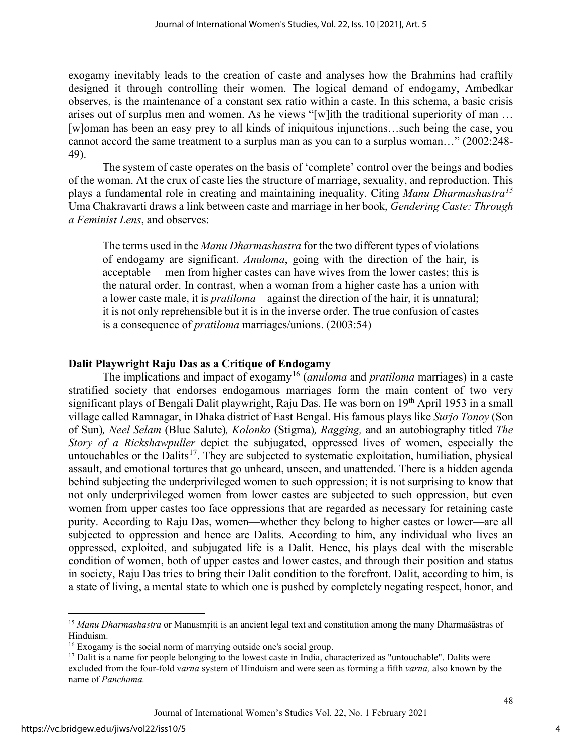exogamy inevitably leads to the creation of caste and analyses how the Brahmins had craftily designed it through controlling their women. The logical demand of endogamy, Ambedkar observes, is the maintenance of a constant sex ratio within a caste. In this schema, a basic crisis arises out of surplus men and women. As he views "[w]ith the traditional superiority of man … [w]oman has been an easy prey to all kinds of iniquitous injunctions…such being the case, you cannot accord the same treatment to a surplus man as you can to a surplus woman…" (2002:248-49).

The system of caste operates on the basis of 'complete' control over the beings and bodies of the woman. At the crux of caste lies the structure of marriage, sexuality, and reproduction. This plays a fundamental role in creating and maintaining inequality. Citing *Manu Dharmashastra*[15] Uma Chakravarti draws a link between caste and marriage in her book, *Gendering Caste: Through a Feminist Lens*, and observes:

> The terms used in the *Manu Dharmashastra* for the two different types of violations of endogamy are significant. *Anuloma*, going with the direction of the hair, is acceptable —men from higher castes can have wives from the lower castes; this is the natural order. In contrast, when a woman from a higher caste has a union with a lower caste male, it is *pratiloma*—against the direction of the hair, it is unnatural; it is not only reprehensible but it is in the inverse order. The true confusion of castes is a consequence of *pratiloma* marriages/unions. (2003:54)

## Dalit Playwright Raju Das as a Critique of Endogamy

The implications and impact of exogamy[16] (*anuloma* and *pratiloma* marriages) in a caste stratified society that endorses endogamous marriages form the main content of two very significant plays of Bengali Dalit playwright, Raju Das. He was born on 19th April 1953 in a small village called Ramnagar, in Dhaka district of East Bengal. His famous plays like *Surjo Tonoy* (Son of Sun)*, Neel Selam* (Blue Salute)*, Kolonko* (Stigma)*, Ragging,* and an autobiography titled *The Story of a Rickshawpuller* depict the subjugated, oppressed lives of women, especially the untouchables or the Dalits[17]. They are subjected to systematic exploitation, humiliation, physical assault, and emotional tortures that go unheard, unseen, and unattended. There is a hidden agenda behind subjecting the underprivileged women to such oppression; it is not surprising to know that not only underprivileged women from lower castes are subjected to such oppression, but even women from upper castes too face oppressions that are regarded as necessary for retaining caste purity. According to Raju Das, women—whether they belong to higher castes or lower—are all subjected to oppression and hence are Dalits. According to him, any individual who lives an oppressed, exploited, and subjugated life is a Dalit. Hence, his plays deal with the miserable condition of women, both of upper castes and lower castes, and through their position and status in society, Raju Das tries to bring their Dalit condition to the forefront. Dalit, according to him, is a state of living, a mental state to which one is pushed by completely negating respect, honor, and

---

[15] *Manu Dharmashastra* or Manusmṛiti is an ancient legal text and constitution among the many Dharmaśāstras of Hinduism.

[16] Exogamy is the social norm of marrying outside one's social group.

[17] Dalit is a name for people belonging to the lowest caste in India, characterized as "untouchable". Dalits were excluded from the four-fold v*arna* system of Hinduism and were seen as forming a fifth *varna,* also known by the name of *Panchama.*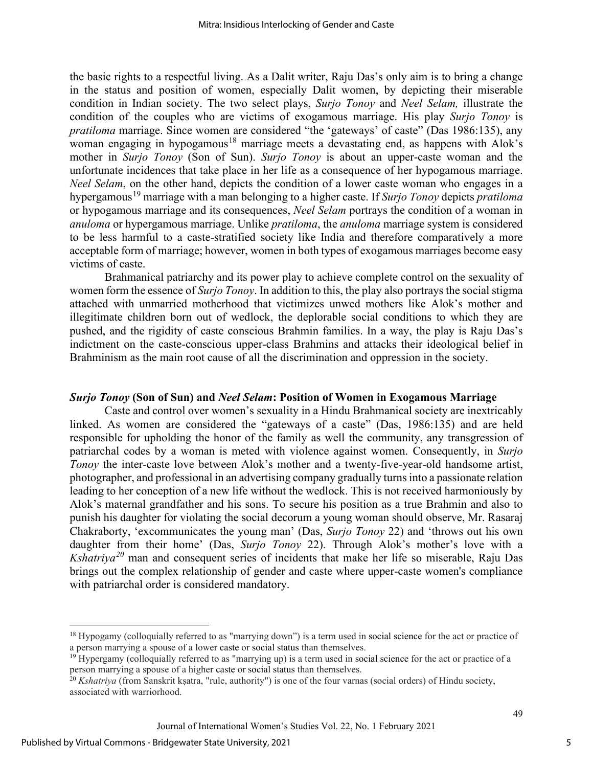the basic rights to a respectful living. As a Dalit writer, Raju Das's only aim is to bring a change in the status and position of women, especially Dalit women, by depicting their miserable condition in Indian society. The two select plays, *Surjo Tonoy* and *Neel Selam,* illustrate the condition of the couples who are victims of exogamous marriage. His play *Surjo Tonoy* is *pratiloma* marriage. Since women are considered "the 'gateways' of caste" (Das 1986:135), any woman engaging in hypogamous[18] marriage meets a devastating end, as happens with Alok's mother in *Surjo Tonoy* (Son of Sun). *Surjo Tonoy* is about an upper-caste woman and the unfortunate incidences that take place in her life as a consequence of her hypogamous marriage. *Neel Selam*, on the other hand, depicts the condition of a lower caste woman who engages in a hypergamous[19] marriage with a man belonging to a higher caste. If *Surjo Tonoy* depicts *pratiloma* or hypogamous marriage and its consequences, *Neel Selam* portrays the condition of a woman in *anuloma* or hypergamous marriage. Unlike *pratiloma*, the *anuloma* marriage system is considered to be less harmful to a caste-stratified society like India and therefore comparatively a more acceptable form of marriage; however, women in both types of exogamous marriages become easy victims of caste.

Brahmanical patriarchy and its power play to achieve complete control on the sexuality of women form the essence of *Surjo Tonoy*. In addition to this, the play also portrays the social stigma attached with unmarried motherhood that victimizes unwed mothers like Alok's mother and illegitimate children born out of wedlock, the deplorable social conditions to which they are pushed, and the rigidity of caste conscious Brahmin families. In a way, the play is Raju Das's indictment on the caste-conscious upper-class Brahmins and attacks their ideological belief in Brahminism as the main root cause of all the discrimination and oppression in the society.

## *Surjo Tonoy* (Son of Sun) and *Neel Selam*: Position of Women in Exogamous Marriage

Caste and control over women's sexuality in a Hindu Brahmanical society are inextricably linked. As women are considered the "gateways of a caste" (Das, 1986:135) and are held responsible for upholding the honor of the family as well the community, any transgression of patriarchal codes by a woman is meted with violence against women. Consequently, in *Surjo Tonoy* the inter-caste love between Alok's mother and a twenty-five-year-old handsome artist, photographer, and professional in an advertising company gradually turns into a passionate relation leading to her conception of a new life without the wedlock. This is not received harmoniously by Alok's maternal grandfather and his sons. To secure his position as a true Brahmin and also to punish his daughter for violating the social decorum a young woman should observe, Mr. Rasaraj Chakraborty, 'excommunicates the young man' (Das, *Surjo Tonoy* 22) and 'throws out his own daughter from their home' (Das, *Surjo Tonoy* 22). Through Alok's mother's love with a *Kshatriya*[20] man and consequent series of incidents that make her life so miserable, Raju Das brings out the complex relationship of gender and caste where upper-caste women's compliance with patriarchal order is considered mandatory.

---

[18] Hypogamy (colloquially referred to as "marrying down") is a term used in social science for the act or practice of a person marrying a spouse of a lower caste or social status than themselves.

[19] Hypergamy (colloquially referred to as "marrying up) is a term used in social science for the act or practice of a person marrying a spouse of a higher caste or social status than themselves.

[20] *Kshatriya* (from Sanskrit kṣatra, "rule, authority") is one of the four varnas (social orders) of Hindu society, associated with warriorhood.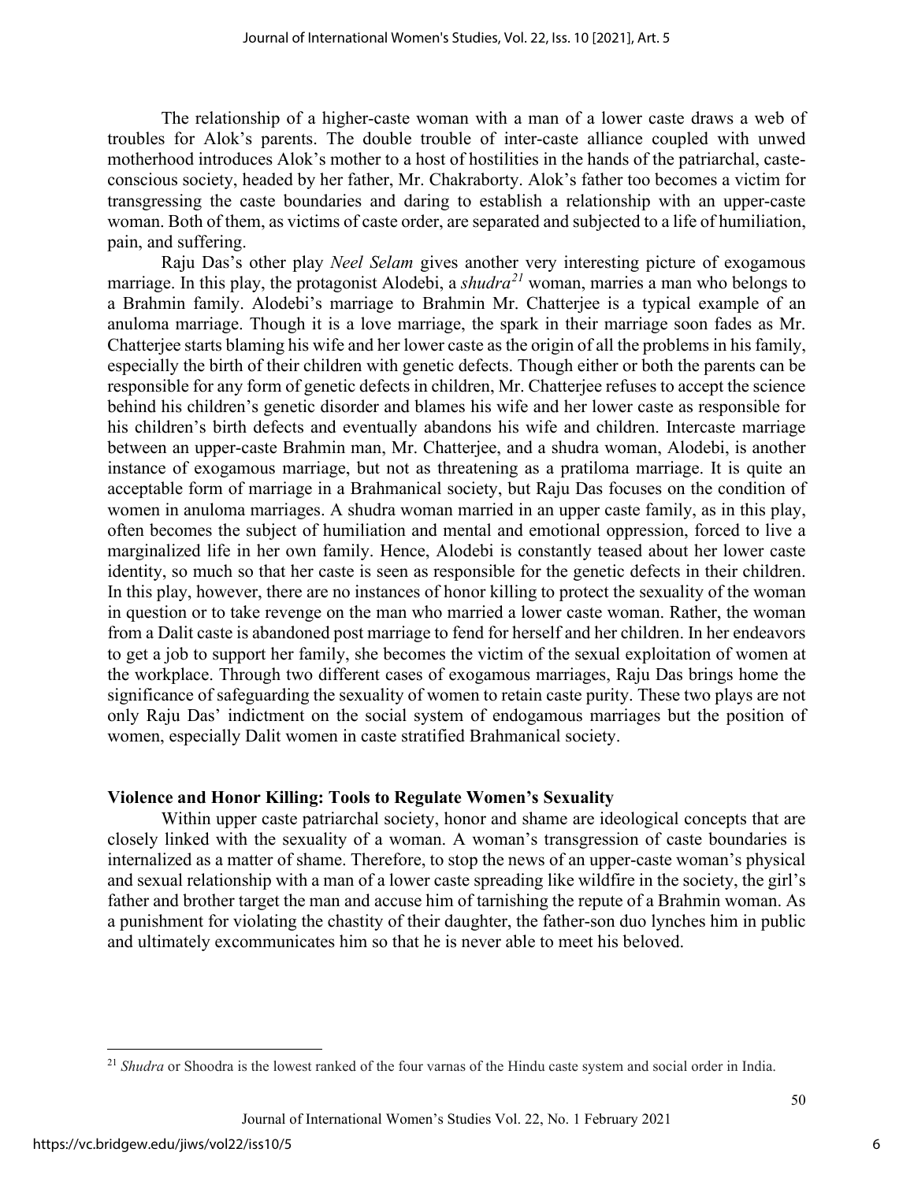The relationship of a higher-caste woman with a man of a lower caste draws a web of troubles for Alok's parents. The double trouble of inter-caste alliance coupled with unwed motherhood introduces Alok's mother to a host of hostilities in the hands of the patriarchal, caste-conscious society, headed by her father, Mr. Chakraborty. Alok's father too becomes a victim for transgressing the caste boundaries and daring to establish a relationship with an upper-caste woman. Both of them, as victims of caste order, are separated and subjected to a life of humiliation, pain, and suffering.

Raju Das's other play *Neel Selam* gives another very interesting picture of exogamous marriage. In this play, the protagonist Alodebi, a *shudra*[21] woman, marries a man who belongs to a Brahmin family. Alodebi's marriage to Brahmin Mr. Chatterjee is a typical example of an anuloma marriage. Though it is a love marriage, the spark in their marriage soon fades as Mr. Chatterjee starts blaming his wife and her lower caste as the origin of all the problems in his family, especially the birth of their children with genetic defects. Though either or both the parents can be responsible for any form of genetic defects in children, Mr. Chatterjee refuses to accept the science behind his children's genetic disorder and blames his wife and her lower caste as responsible for his children's birth defects and eventually abandons his wife and children. Intercaste marriage between an upper-caste Brahmin man, Mr. Chatterjee, and a shudra woman, Alodebi, is another instance of exogamous marriage, but not as threatening as a pratiloma marriage. It is quite an acceptable form of marriage in a Brahmanical society, but Raju Das focuses on the condition of women in anuloma marriages. A shudra woman married in an upper caste family, as in this play, often becomes the subject of humiliation and mental and emotional oppression, forced to live a marginalized life in her own family. Hence, Alodebi is constantly teased about her lower caste identity, so much so that her caste is seen as responsible for the genetic defects in their children. In this play, however, there are no instances of honor killing to protect the sexuality of the woman in question or to take revenge on the man who married a lower caste woman. Rather, the woman from a Dalit caste is abandoned post marriage to fend for herself and her children. In her endeavors to get a job to support her family, she becomes the victim of the sexual exploitation of women at the workplace. Through two different cases of exogamous marriages, Raju Das brings home the significance of safeguarding the sexuality of women to retain caste purity. These two plays are not only Raju Das' indictment on the social system of endogamous marriages but the position of women, especially Dalit women in caste stratified Brahmanical society.

## Violence and Honor Killing: Tools to Regulate Women's Sexuality

Within upper caste patriarchal society, honor and shame are ideological concepts that are closely linked with the sexuality of a woman. A woman's transgression of caste boundaries is internalized as a matter of shame. Therefore, to stop the news of an upper-caste woman's physical and sexual relationship with a man of a lower caste spreading like wildfire in the society, the girl's father and brother target the man and accuse him of tarnishing the repute of a Brahmin woman. As a punishment for violating the chastity of their daughter, the father-son duo lynches him in public and ultimately excommunicates him so that he is never able to meet his beloved.

---

[21] *Shudra* or Shoodra is the lowest ranked of the four varnas of the Hindu caste system and social order in India.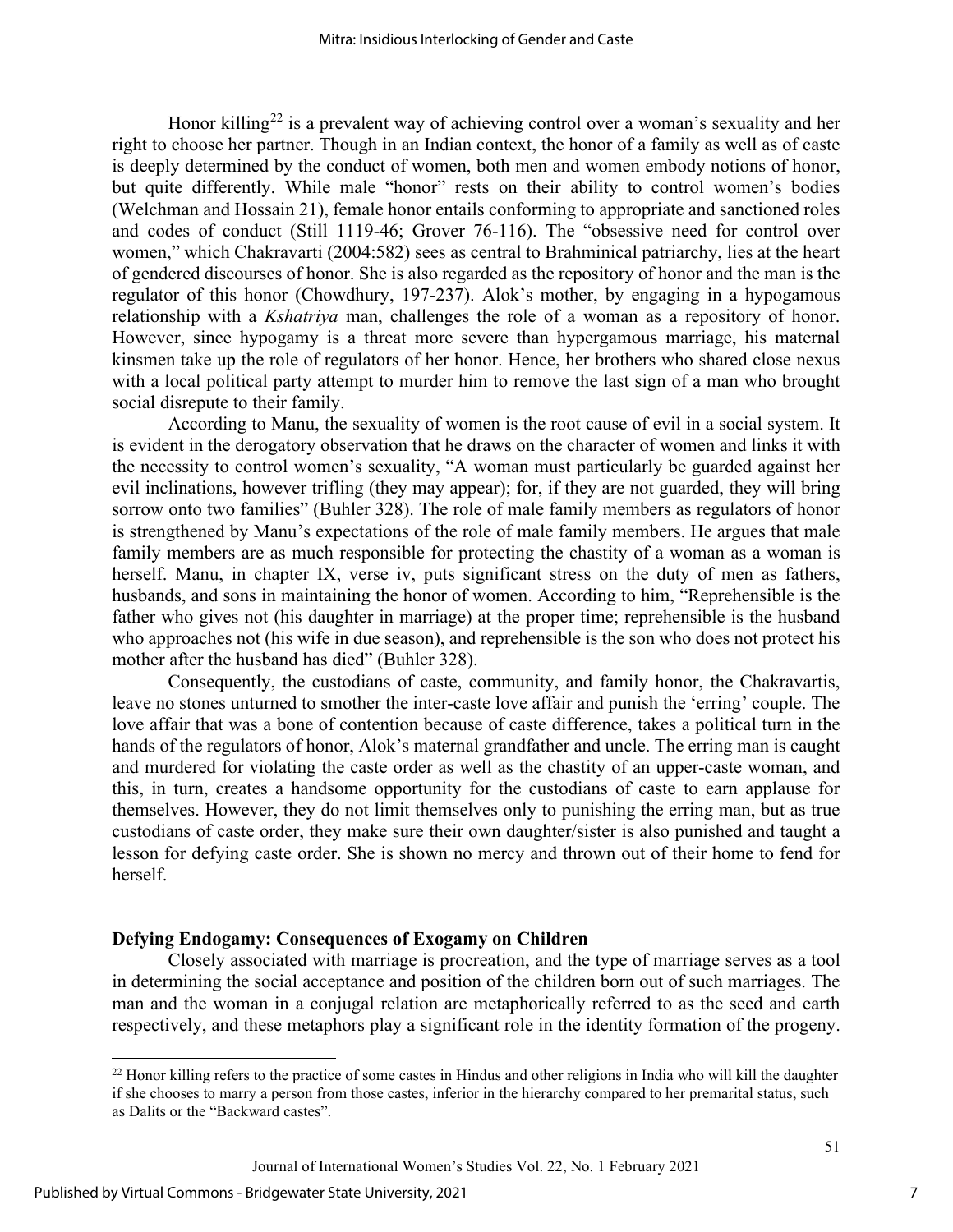Honor killing[22] is a prevalent way of achieving control over a woman's sexuality and her right to choose her partner. Though in an Indian context, the honor of a family as well as of caste is deeply determined by the conduct of women, both men and women embody notions of honor, but quite differently. While male "honor" rests on their ability to control women's bodies (Welchman and Hossain 21), female honor entails conforming to appropriate and sanctioned roles and codes of conduct (Still 1119-46; Grover 76-116). The "obsessive need for control over women," which Chakravarti (2004:582) sees as central to Brahminical patriarchy, lies at the heart of gendered discourses of honor. She is also regarded as the repository of honor and the man is the regulator of this honor (Chowdhury, 197-237). Alok's mother, by engaging in a hypogamous relationship with a *Kshatriya* man, challenges the role of a woman as a repository of honor. However, since hypogamy is a threat more severe than hypergamous marriage, his maternal kinsmen take up the role of regulators of her honor. Hence, her brothers who shared close nexus with a local political party attempt to murder him to remove the last sign of a man who brought social disrepute to their family.

According to Manu, the sexuality of women is the root cause of evil in a social system. It is evident in the derogatory observation that he draws on the character of women and links it with the necessity to control women's sexuality, "A woman must particularly be guarded against her evil inclinations, however trifling (they may appear); for, if they are not guarded, they will bring sorrow onto two families" (Buhler 328). The role of male family members as regulators of honor is strengthened by Manu's expectations of the role of male family members. He argues that male family members are as much responsible for protecting the chastity of a woman as a woman is herself. Manu, in chapter IX, verse iv, puts significant stress on the duty of men as fathers, husbands, and sons in maintaining the honor of women. According to him, "Reprehensible is the father who gives not (his daughter in marriage) at the proper time; reprehensible is the husband who approaches not (his wife in due season), and reprehensible is the son who does not protect his mother after the husband has died" (Buhler 328).

Consequently, the custodians of caste, community, and family honor, the Chakravartis, leave no stones unturned to smother the inter-caste love affair and punish the 'erring' couple. The love affair that was a bone of contention because of caste difference, takes a political turn in the hands of the regulators of honor, Alok's maternal grandfather and uncle. The erring man is caught and murdered for violating the caste order as well as the chastity of an upper-caste woman, and this, in turn, creates a handsome opportunity for the custodians of caste to earn applause for themselves. However, they do not limit themselves only to punishing the erring man, but as true custodians of caste order, they make sure their own daughter/sister is also punished and taught a lesson for defying caste order. She is shown no mercy and thrown out of their home to fend for herself.

**Defying Endogamy: Consequences of Exogamy on Children**

Closely associated with marriage is procreation, and the type of marriage serves as a tool in determining the social acceptance and position of the children born out of such marriages. The man and the woman in a conjugal relation are metaphorically referred to as the seed and earth respectively, and these metaphors play a significant role in the identity formation of the progeny.

[22] Honor killing refers to the practice of some castes in Hindus and other religions in India who will kill the daughter if she chooses to marry a person from those castes, inferior in the hierarchy compared to her premarital status, such as Dalits or the "Backward castes".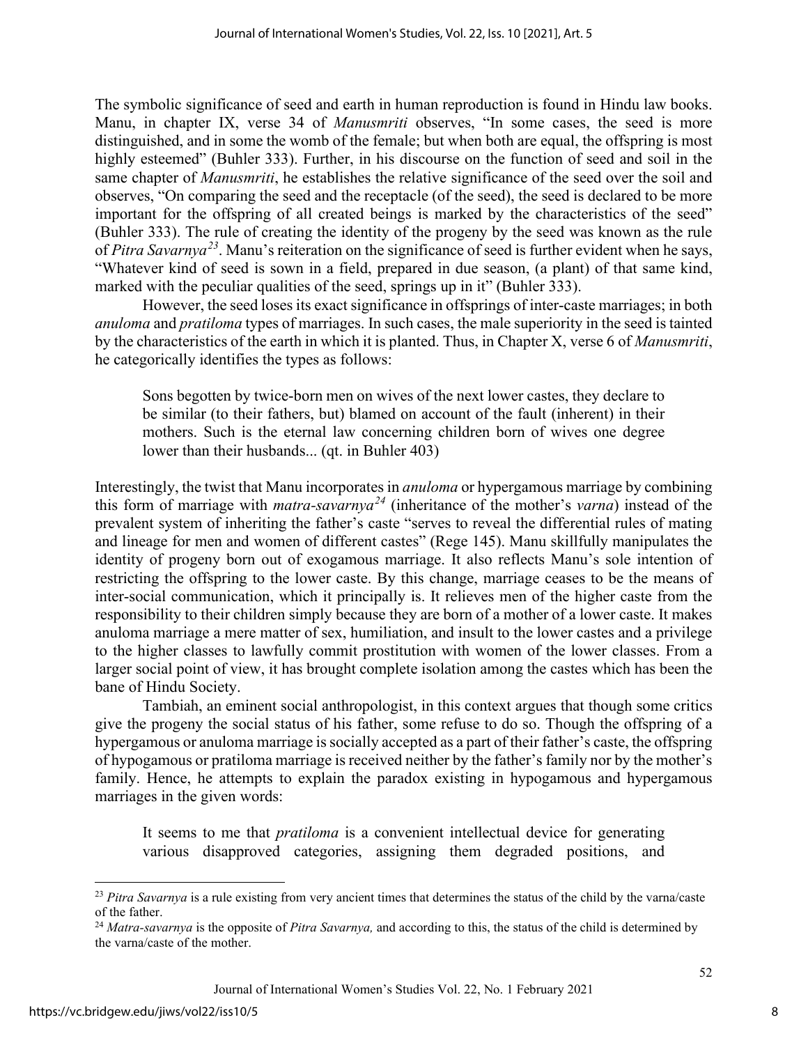The symbolic significance of seed and earth in human reproduction is found in Hindu law books. Manu, in chapter IX, verse 34 of *Manusmriti* observes, "In some cases, the seed is more distinguished, and in some the womb of the female; but when both are equal, the offspring is most highly esteemed" (Buhler 333). Further, in his discourse on the function of seed and soil in the same chapter of *Manusmriti*, he establishes the relative significance of the seed over the soil and observes, "On comparing the seed and the receptacle (of the seed), the seed is declared to be more important for the offspring of all created beings is marked by the characteristics of the seed" (Buhler 333). The rule of creating the identity of the progeny by the seed was known as the rule of *Pitra Savarnya*[23]. Manu's reiteration on the significance of seed is further evident when he says, "Whatever kind of seed is sown in a field, prepared in due season, (a plant) of that same kind, marked with the peculiar qualities of the seed, springs up in it" (Buhler 333).

However, the seed loses its exact significance in offsprings of inter-caste marriages; in both *anuloma* and *pratiloma* types of marriages. In such cases, the male superiority in the seed is tainted by the characteristics of the earth in which it is planted. Thus, in Chapter X, verse 6 of *Manusmriti*, he categorically identifies the types as follows:

> Sons begotten by twice-born men on wives of the next lower castes, they declare to be similar (to their fathers, but) blamed on account of the fault (inherent) in their mothers. Such is the eternal law concerning children born of wives one degree lower than their husbands... (qt. in Buhler 403)

Interestingly, the twist that Manu incorporates in *anuloma* or hypergamous marriage by combining this form of marriage with *matra-savarnya*[24] (inheritance of the mother's *varna*) instead of the prevalent system of inheriting the father's caste "serves to reveal the differential rules of mating and lineage for men and women of different castes" (Rege 145). Manu skillfully manipulates the identity of progeny born out of exogamous marriage. It also reflects Manu's sole intention of restricting the offspring to the lower caste. By this change, marriage ceases to be the means of inter-social communication, which it principally is. It relieves men of the higher caste from the responsibility to their children simply because they are born of a mother of a lower caste. It makes anuloma marriage a mere matter of sex, humiliation, and insult to the lower castes and a privilege to the higher classes to lawfully commit prostitution with women of the lower classes. From a larger social point of view, it has brought complete isolation among the castes which has been the bane of Hindu Society.

Tambiah, an eminent social anthropologist, in this context argues that though some critics give the progeny the social status of his father, some refuse to do so. Though the offspring of a hypergamous or anuloma marriage is socially accepted as a part of their father's caste, the offspring of hypogamous or pratiloma marriage is received neither by the father's family nor by the mother's family. Hence, he attempts to explain the paradox existing in hypogamous and hypergamous marriages in the given words:

> It seems to me that *pratiloma* is a convenient intellectual device for generating various disapproved categories, assigning them degraded positions, and

---

[23] *Pitra Savarnya* is a rule existing from very ancient times that determines the status of the child by the varna/caste of the father.

[24] *Matra-savarnya* is the opposite of *Pitra Savarnya,* and according to this, the status of the child is determined by the varna/caste of the mother.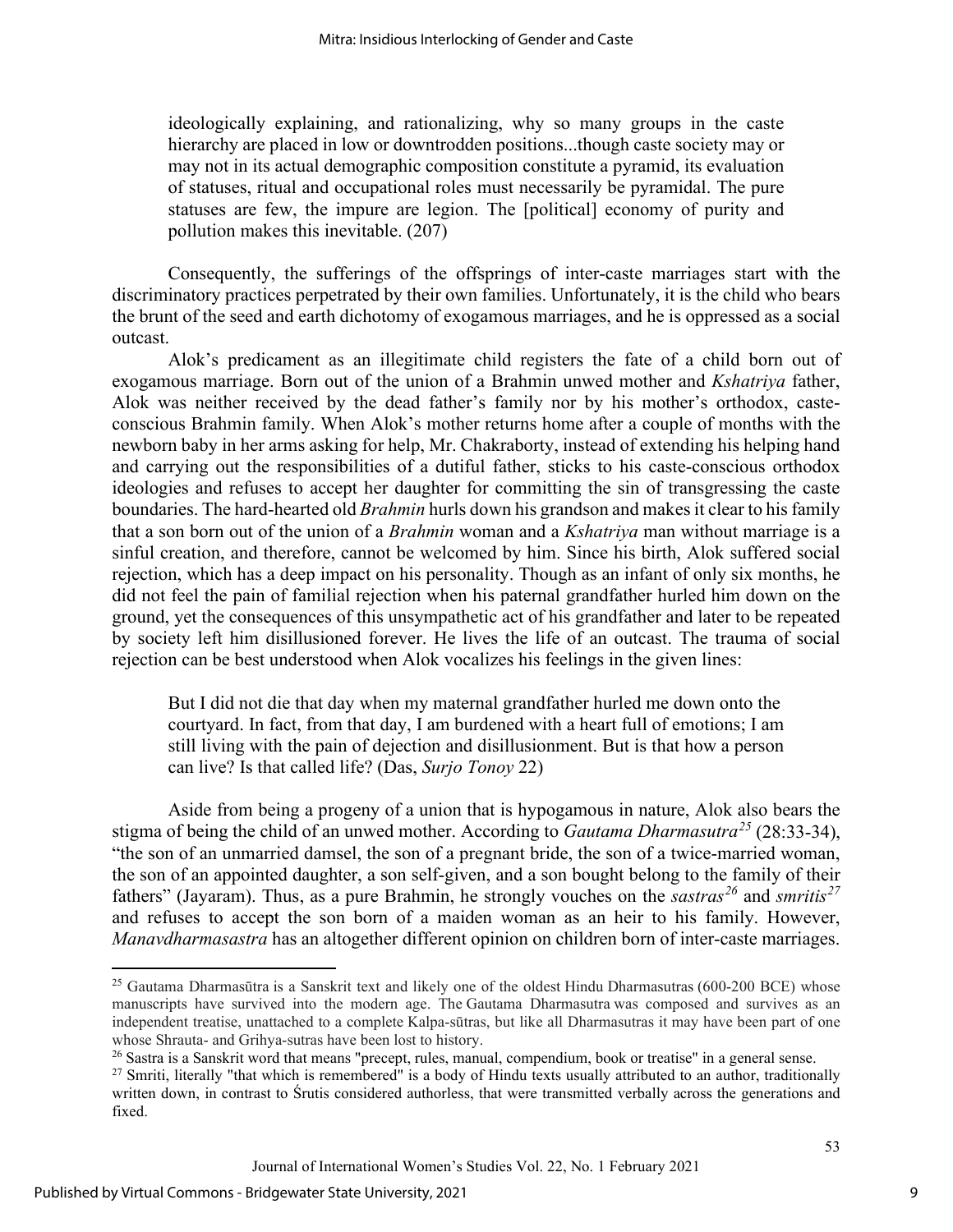ideologically explaining, and rationalizing, why so many groups in the caste hierarchy are placed in low or downtrodden positions...though caste society may or may not in its actual demographic composition constitute a pyramid, its evaluation of statuses, ritual and occupational roles must necessarily be pyramidal. The pure statuses are few, the impure are legion. The [political] economy of purity and pollution makes this inevitable. (207)

Consequently, the sufferings of the offsprings of inter-caste marriages start with the discriminatory practices perpetrated by their own families. Unfortunately, it is the child who bears the brunt of the seed and earth dichotomy of exogamous marriages, and he is oppressed as a social outcast.

Alok's predicament as an illegitimate child registers the fate of a child born out of exogamous marriage. Born out of the union of a Brahmin unwed mother and *Kshatriya* father, Alok was neither received by the dead father's family nor by his mother's orthodox, caste-conscious Brahmin family. When Alok's mother returns home after a couple of months with the newborn baby in her arms asking for help, Mr. Chakraborty, instead of extending his helping hand and carrying out the responsibilities of a dutiful father, sticks to his caste-conscious orthodox ideologies and refuses to accept her daughter for committing the sin of transgressing the caste boundaries. The hard-hearted old *Brahmin* hurls down his grandson and makes it clear to his family that a son born out of the union of a *Brahmin* woman and a *Kshatriya* man without marriage is a sinful creation, and therefore, cannot be welcomed by him. Since his birth, Alok suffered social rejection, which has a deep impact on his personality. Though as an infant of only six months, he did not feel the pain of familial rejection when his paternal grandfather hurled him down on the ground, yet the consequences of this unsympathetic act of his grandfather and later to be repeated by society left him disillusioned forever. He lives the life of an outcast. The trauma of social rejection can be best understood when Alok vocalizes his feelings in the given lines:

> But I did not die that day when my maternal grandfather hurled me down onto the courtyard. In fact, from that day, I am burdened with a heart full of emotions; I am still living with the pain of dejection and disillusionment. But is that how a person can live? Is that called life? (Das, *Surjo Tonoy* 22)

Aside from being a progeny of a union that is hypogamous in nature, Alok also bears the stigma of being the child of an unwed mother. According to *Gautama Dharmasutra*[25] (28:33-34), "the son of an unmarried damsel, the son of a pregnant bride, the son of a twice-married woman, the son of an appointed daughter, a son self-given, and a son bought belong to the family of their fathers" (Jayaram). Thus, as a pure Brahmin, he strongly vouches on the *sastras*[26] and *smritis*[27] and refuses to accept the son born of a maiden woman as an heir to his family. However, *Manavdharmasastra* has an altogether different opinion on children born of inter-caste marriages.

---

[25] Gautama Dharmasūtra is a Sanskrit text and likely one of the oldest Hindu Dharmasutras (600-200 BCE) whose manuscripts have survived into the modern age. The Gautama Dharmasutra was composed and survives as an independent treatise, unattached to a complete Kalpa-sūtras, but like all Dharmasutras it may have been part of one whose Shrauta- and Grihya-sutras have been lost to history.

[26] Sastra is a Sanskrit word that means "precept, rules, manual, compendium, book or treatise" in a general sense.

[27] Smriti, literally "that which is remembered" is a body of Hindu texts usually attributed to an author, traditionally written down, in contrast to Śrutis considered authorless, that were transmitted verbally across the generations and fixed.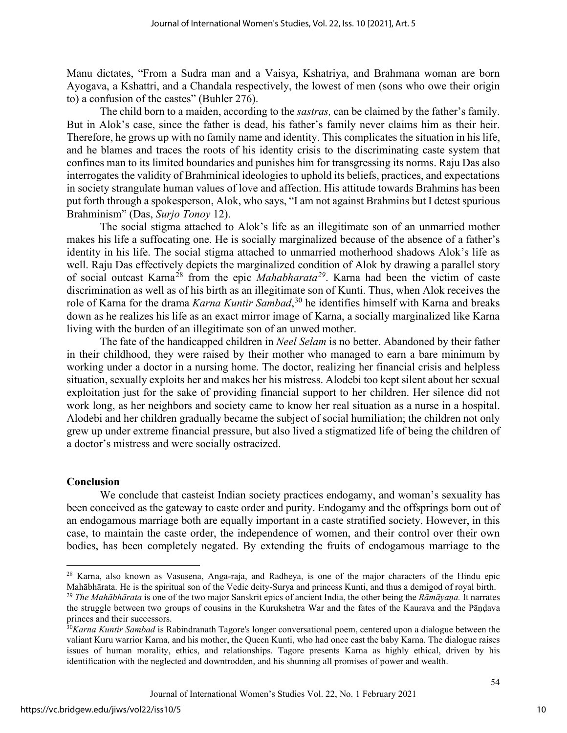Manu dictates, "From a Sudra man and a Vaisya, Kshatriya, and Brahmana woman are born Ayogava, a Kshattri, and a Chandala respectively, the lowest of men (sons who owe their origin to) a confusion of the castes" (Buhler 276).

The child born to a maiden, according to the *sastras,* can be claimed by the father's family. But in Alok's case, since the father is dead, his father's family never claims him as their heir. Therefore, he grows up with no family name and identity. This complicates the situation in his life, and he blames and traces the roots of his identity crisis to the discriminating caste system that confines man to its limited boundaries and punishes him for transgressing its norms. Raju Das also interrogates the validity of Brahminical ideologies to uphold its beliefs, practices, and expectations in society strangulate human values of love and affection. His attitude towards Brahmins has been put forth through a spokesperson, Alok, who says, "I am not against Brahmins but I detest spurious Brahminism" (Das, *Surjo Tonoy* 12).

The social stigma attached to Alok's life as an illegitimate son of an unmarried mother makes his life a suffocating one. He is socially marginalized because of the absence of a father's identity in his life. The social stigma attached to unmarried motherhood shadows Alok's life as well. Raju Das effectively depicts the marginalized condition of Alok by drawing a parallel story of social outcast Karna[28] from the epic *Mahabharata*[29]. Karna had been the victim of caste discrimination as well as of his birth as an illegitimate son of Kunti. Thus, when Alok receives the role of Karna for the drama *Karna Kuntir Sambad*,[30] he identifies himself with Karna and breaks down as he realizes his life as an exact mirror image of Karna, a socially marginalized like Karna living with the burden of an illegitimate son of an unwed mother.

The fate of the handicapped children in *Neel Selam* is no better. Abandoned by their father in their childhood, they were raised by their mother who managed to earn a bare minimum by working under a doctor in a nursing home. The doctor, realizing her financial crisis and helpless situation, sexually exploits her and makes her his mistress. Alodebi too kept silent about her sexual exploitation just for the sake of providing financial support to her children. Her silence did not work long, as her neighbors and society came to know her real situation as a nurse in a hospital. Alodebi and her children gradually became the subject of social humiliation; the children not only grew up under extreme financial pressure, but also lived a stigmatized life of being the children of a doctor's mistress and were socially ostracized.

## Conclusion

We conclude that casteist Indian society practices endogamy, and woman's sexuality has been conceived as the gateway to caste order and purity. Endogamy and the offsprings born out of an endogamous marriage both are equally important in a caste stratified society. However, in this case, to maintain the caste order, the independence of women, and their control over their own bodies, has been completely negated. By extending the fruits of endogamous marriage to the

---

[28] Karna, also known as Vasusena, Anga-raja, and Radheya, is one of the major characters of the Hindu epic Mahābhārata. He is the spiritual son of the Vedic deity-Surya and princess Kunti, and thus a demigod of royal birth.

[29] *The Mahābhārata* is one of the two major Sanskrit epics of ancient India, the other being the *Rāmāyaṇa.* It narrates the struggle between two groups of cousins in the Kurukshetra War and the fates of the Kaurava and the Pāṇḍava princes and their successors.

[30] *Karna Kuntir Sambad* is Rabindranath Tagore's longer conversational poem, centered upon a dialogue between the valiant Kuru warrior Karna, and his mother, the Queen Kunti, who had once cast the baby Karna. The dialogue raises issues of human morality, ethics, and relationships. Tagore presents Karna as highly ethical, driven by his identification with the neglected and downtrodden, and his shunning all promises of power and wealth.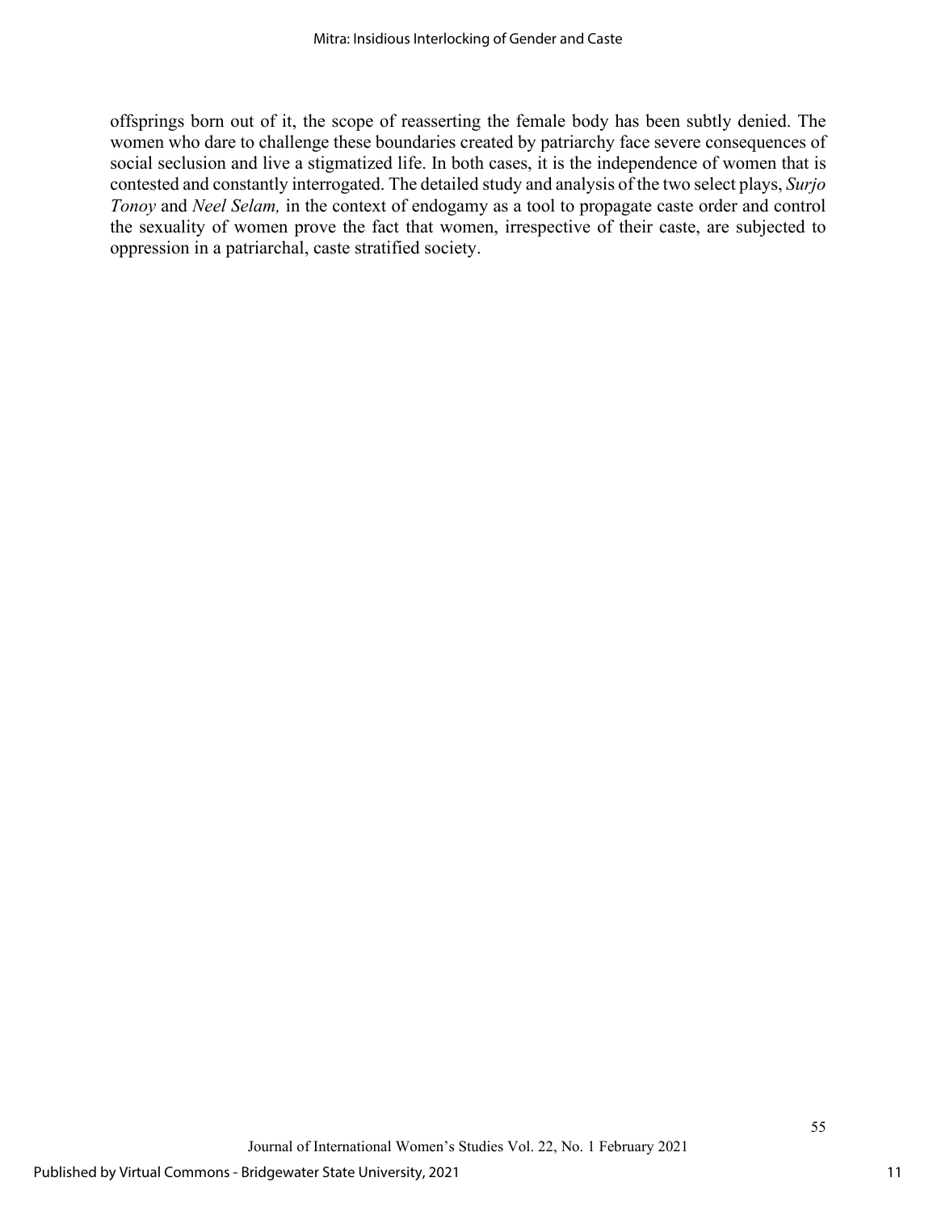offsprings born out of it, the scope of reasserting the female body has been subtly denied. The women who dare to challenge these boundaries created by patriarchy face severe consequences of social seclusion and live a stigmatized life. In both cases, it is the independence of women that is contested and constantly interrogated. The detailed study and analysis of the two select plays, *Surjo Tonoy* and *Neel Selam,* in the context of endogamy as a tool to propagate caste order and control the sexuality of women prove the fact that women, irrespective of their caste, are subjected to oppression in a patriarchal, caste stratified society.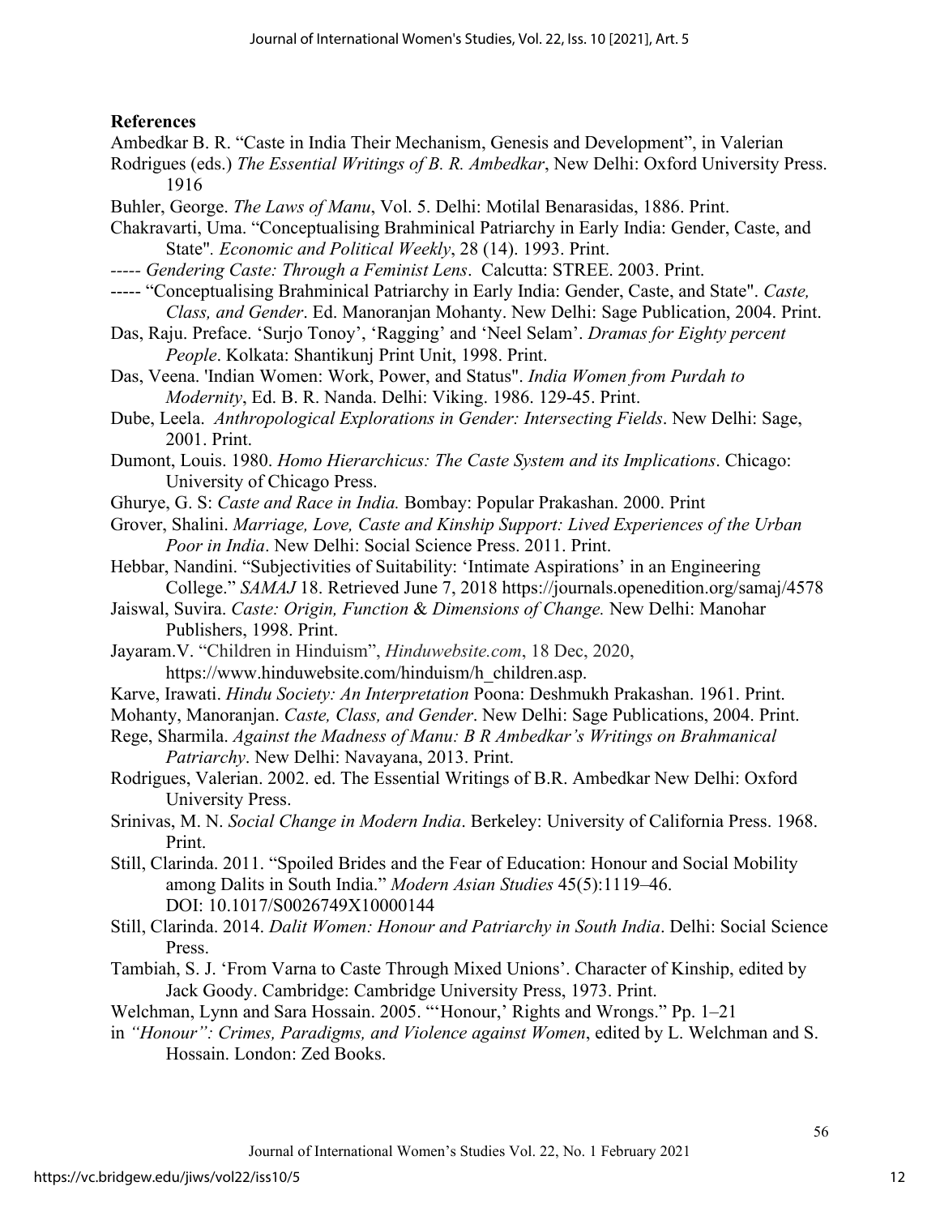## References

Ambedkar B. R. "Caste in India Their Mechanism, Genesis and Development", in Valerian Rodrigues (eds.) *The Essential Writings of B. R. Ambedkar*, New Delhi: Oxford University Press. 1916

Buhler, George. *The Laws of Manu*, Vol. 5. Delhi: Motilal Benarasidas, 1886. Print.

Chakravarti, Uma. "Conceptualising Brahminical Patriarchy in Early India: Gender, Caste, and State". *Economic and Political Weekly*, 28 (14). 1993. Print.

----- *Gendering Caste: Through a Feminist Lens*. Calcutta: STREE. 2003. Print.

----- "Conceptualising Brahminical Patriarchy in Early India: Gender, Caste, and State". *Caste, Class, and Gender*. Ed. Manoranjan Mohanty. New Delhi: Sage Publication, 2004. Print.

Das, Raju. Preface. 'Surjo Tonoy', 'Ragging' and 'Neel Selam'. *Dramas for Eighty percent People*. Kolkata: Shantikunj Print Unit, 1998. Print.

Das, Veena. 'Indian Women: Work, Power, and Status". *India Women from Purdah to Modernity*, Ed. B. R. Nanda. Delhi: Viking. 1986. 129-45. Print.

Dube, Leela. *Anthropological Explorations in Gender: Intersecting Fields*. New Delhi: Sage, 2001. Print.

Dumont, Louis. 1980. *Homo Hierarchicus: The Caste System and its Implications*. Chicago: University of Chicago Press.

Ghurye, G. S: *Caste and Race in India.* Bombay: Popular Prakashan. 2000. Print

Grover, Shalini. *Marriage, Love, Caste and Kinship Support: Lived Experiences of the Urban Poor in India*. New Delhi: Social Science Press. 2011. Print.

Hebbar, Nandini. "Subjectivities of Suitability: 'Intimate Aspirations' in an Engineering College." *SAMAJ* 18. Retrieved June 7, 2018 https://journals.openedition.org/samaj/4578

Jaiswal, Suvira. *Caste: Origin, Function* & *Dimensions of Change.* New Delhi: Manohar Publishers, 1998. Print.

Jayaram.V. "Children in Hinduism", *Hinduwebsite.com*, 18 Dec, 2020, https://www.hinduwebsite.com/hinduism/h_children.asp.

Karve, Irawati. *Hindu Society: An Interpretation* Poona: Deshmukh Prakashan. 1961. Print.

Mohanty, Manoranjan. *Caste, Class, and Gender*. New Delhi: Sage Publications, 2004. Print.

Rege, Sharmila. *Against the Madness of Manu: B R Ambedkar's Writings on Brahmanical Patriarchy*. New Delhi: Navayana, 2013. Print.

Rodrigues, Valerian. 2002. ed. The Essential Writings of B.R. Ambedkar New Delhi: Oxford University Press.

Srinivas, M. N. *Social Change in Modern India*. Berkeley: University of California Press. 1968. Print.

Still, Clarinda. 2011. "Spoiled Brides and the Fear of Education: Honour and Social Mobility among Dalits in South India." *Modern Asian Studies* 45(5):1119–46. DOI: 10.1017/S0026749X10000144

Still, Clarinda. 2014. *Dalit Women: Honour and Patriarchy in South India*. Delhi: Social Science Press.

Tambiah, S. J. 'From Varna to Caste Through Mixed Unions'. Character of Kinship, edited by Jack Goody. Cambridge: Cambridge University Press, 1973. Print.

Welchman, Lynn and Sara Hossain. 2005. "'Honour,' Rights and Wrongs." Pp. 1–21 in *"Honour": Crimes, Paradigms, and Violence against Women*, edited by L. Welchman and S. Hossain. London: Zed Books.